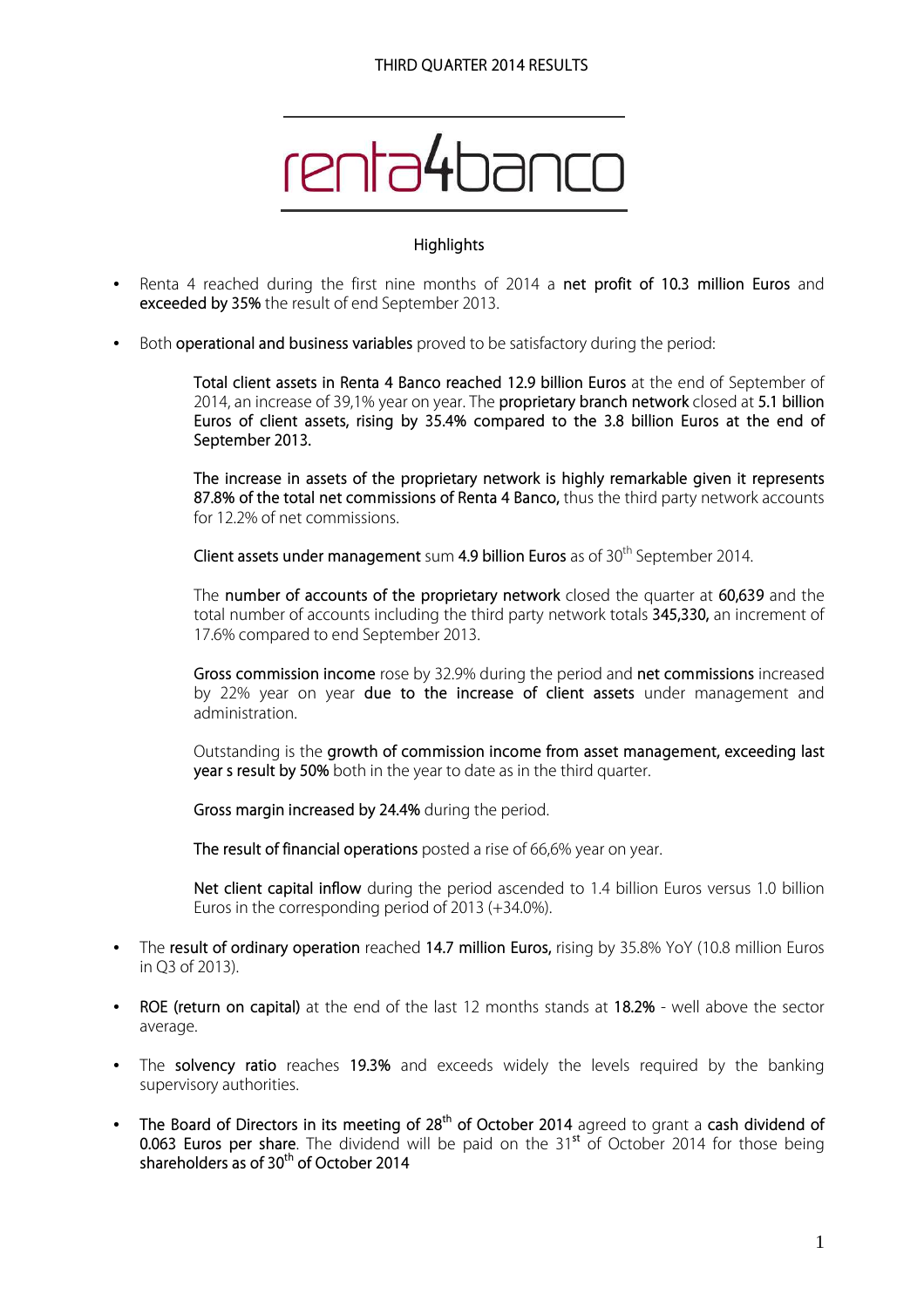THIRD QUARTER 2014 RESULTS

renta4banco

## Highlights

- Renta 4 reached during the first nine months of 2014 a **net profit of 10.3 million Euros** and **exceeded by 35%** the result of end September 2013.

- Both **operational and business variables** proved to be satisfactory during the period:

  **Total client assets in Renta 4 Banco reached 12.9 billion Euros** at the end of September of 2014, an increase of 39,1% year on year. The **proprietary branch network** closed at **5.1 billion Euros of client assets, rising by 35.4% compared to the 3.8 billion Euros at the end of September 2013.**

  **The increase in assets of the proprietary network is highly remarkable given it represents 87.8% of the total net commissions of Renta 4 Banco,** thus the third party network accounts for 12.2% of net commissions.

  **Client assets under management** sum **4.9 billion Euros** as of 30th September 2014.

  The **number of accounts of the proprietary network** closed the quarter at **60,639** and the total number of accounts including the third party network totals **345,330,** an increment of 17.6% compared to end September 2013.

  **Gross commission income** rose by 32.9% during the period and **net commissions** increased by 22% year on year **due to the increase of client assets** under management and administration.

  Outstanding is the **growth of commission income from asset management, exceeding last year s result by 50%** both in the year to date as in the third quarter.

  **Gross margin increased by 24.4%** during the period.

  **The result of financial operations** posted a rise of 66,6% year on year.

  **Net client capital inflow** during the period ascended to 1.4 billion Euros versus 1.0 billion Euros in the corresponding period of 2013 (+34.0%).

- The **result of ordinary operation** reached **14.7 million Euros,** rising by 35.8% YoY (10.8 million Euros in Q3 of 2013).

- **ROE (return on capital)** at the end of the last 12 months stands at **18.2%** - well above the sector average.

- The **solvency ratio** reaches **19.3%** and exceeds widely the levels required by the banking supervisory authorities.

- **The Board of Directors in its meeting of 28th of October 2014** agreed to grant a **cash dividend of 0.063 Euros per share**. The dividend will be paid on the 31st of October 2014 for those being **shareholders as of 30th of October 2014**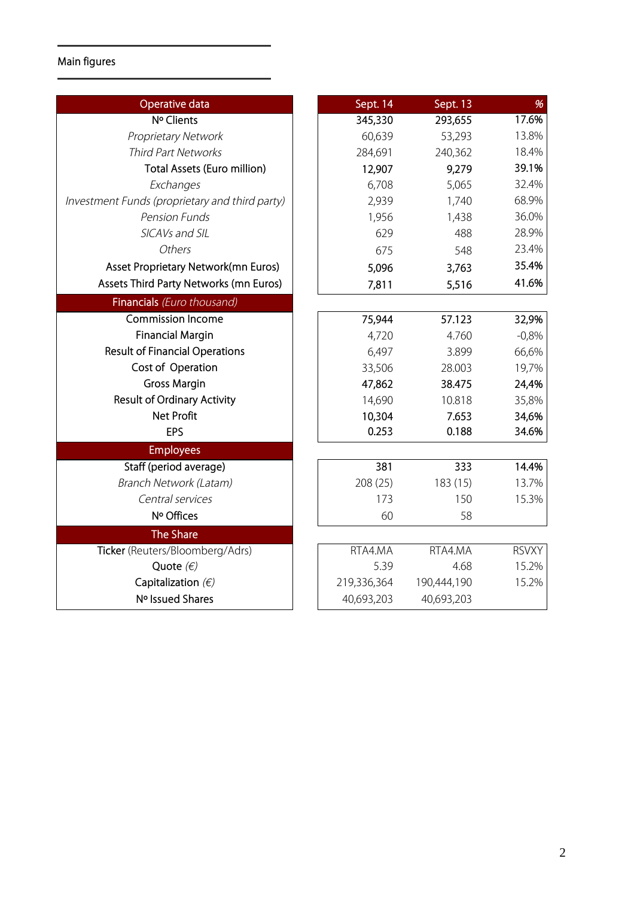## Main figures

| Operative data | Sept. 14 | Sept. 13 | % |
|---|---|---|---|
| **Nº Clients** | **345,330** | **293,655** | **17.6%** |
| *Proprietary Network* | 60,639 | 53,293 | 13.8% |
| *Third Part Networks* | 284,691 | 240,362 | 18.4% |
| **Total Assets (Euro million)** | **12,907** | **9,279** | **39.1%** |
| *Exchanges* | 6,708 | 5,065 | 32.4% |
| *Investment Funds (proprietary and third party)* | 2,939 | 1,740 | 68.9% |
| *Pension Funds* | 1,956 | 1,438 | 36.0% |
| *SICAVs and SIL* | 629 | 488 | 28.9% |
| *Others* | 675 | 548 | 23.4% |
| **Asset Proprietary Network(mn Euros)** | **5,096** | **3,763** | **35.4%** |
| **Assets Third Party Networks (mn Euros)** | **7,811** | **5,516** | **41.6%** |
| **Financials** *(Euro thousand)* | | | |
| **Commission Income** | **75,944** | **57.123** | **32,9%** |
| Financial Margin | 4,720 | 4.760 | -0,8% |
| Result of Financial Operations | 6,497 | 3.899 | 66,6% |
| Cost of Operation | 33,506 | 28.003 | 19,7% |
| **Gross Margin** | **47,862** | **38.475** | **24,4%** |
| Result of Ordinary Activity | 14,690 | 10.818 | 35,8% |
| **Net Profit** | **10,304** | **7.653** | **34,6%** |
| **EPS** | **0.253** | **0.188** | **34.6%** |
| **Employees** | | | |
| **Staff (period average)** | **381** | **333** | **14.4%** |
| *Branch Network (Latam)* | 208 (25) | 183 (15) | 13.7% |
| *Central services* | 173 | 150 | 15.3% |
| Nº Offices | 60 | 58 | |
| **The Share** | | | |
| **Ticker** (Reuters/Bloomberg/Adrs) | RTA4.MA | RTA4.MA | RSVXY |
| Quote *(€)* | 5.39 | 4.68 | 15.2% |
| Capitalization *(€)* | 219,336,364 | 190,444,190 | 15.2% |
| Nº Issued Shares | 40,693,203 | 40,693,203 | |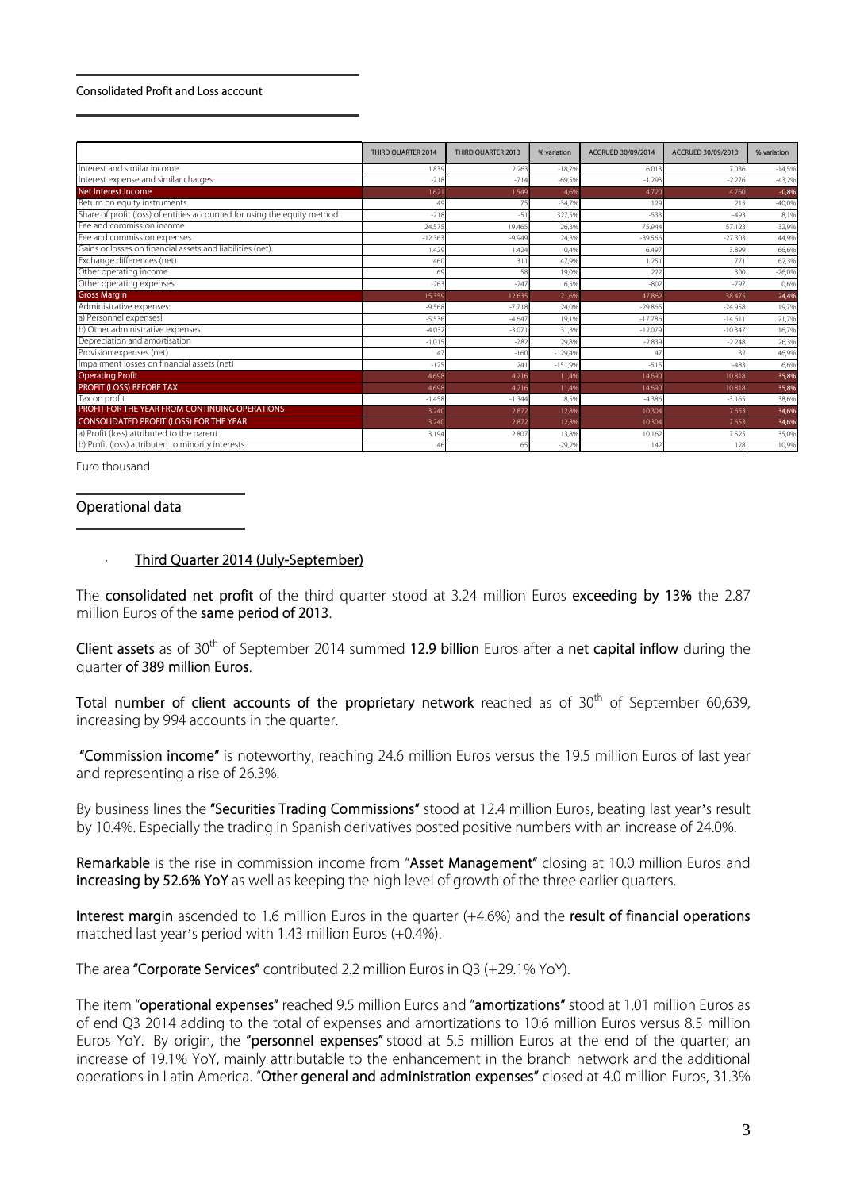## Consolidated Profit and Loss account

| | THIRD QUARTER 2014 | THIRD QUARTER 2013 | % variation | ACCRUED 30/09/2014 | ACCRUED 30/09/2013 | % variation |
|---|---|---|---|---|---|---|
| Interest and similar income | 1.839 | 2.263 | -18,7% | 6.013 | 7.036 | -14,5% |
| Interest expense and similar charges | -218 | -714 | -69,5% | -1.293 | -2.276 | -43,2% |
| **Net Interest Income** | 1.621 | 1.549 | 4,6% | 4.720 | 4.760 | -0,8% |
| Return on equity instruments | 49 | 75 | -34,7% | 129 | 215 | -40,0% |
| Share of profit (loss) of entities accounted for using the equity method | -218 | -51 | 327,5% | -533 | -493 | 8,1% |
| Fee and commission income | 24.575 | 19.465 | 26,3% | 75.944 | 57.123 | 32,9% |
| Fee and commission expenses | -12.363 | -9.949 | 24,3% | -39.566 | -27.303 | 44,9% |
| Gains or losses on financial assets and liabilities (net) | 1.429 | 1.424 | 0,4% | 6.497 | 3.899 | 66,6% |
| Exchange differences (net) | 460 | 311 | 47,9% | 1.251 | 771 | 62,3% |
| Other operating income | 69 | 58 | 19,0% | 222 | 300 | -26,0% |
| Other operating expenses | -263 | -247 | 6,5% | -802 | -797 | 0,6% |
| **Gross Margin** | 15.359 | 12.635 | 21,6% | 47.862 | 38.475 | 24,4% |
| Administrative expenses: | -9.568 | -7.718 | 24,0% | -29.865 | -24.958 | 19,7% |
| a) Personnel expensesl | -5.536 | -4.647 | 19,1% | -17.786 | -14.611 | 21,7% |
| b) Other administrative expenses | -4.032 | -3.071 | 31,3% | -12.079 | -10.347 | 16,7% |
| Depreciation and amortisation | -1.015 | -782 | 29,8% | -2.839 | -2.248 | 26,3% |
| Provision expenses (net) | 47 | -160 | -129,4% | 47 | 32 | 46,9% |
| Impairment losses on financial assets (net) | -125 | 241 | -151,9% | -515 | -483 | 6,6% |
| **Operating Profit** | 4.698 | 4.216 | 11,4% | 14.690 | 10.818 | 35,8% |
| **PROFIT (LOSS) BEFORE TAX** | 4.698 | 4.216 | 11,4% | 14.690 | 10.818 | 35,8% |
| Tax on profit | -1.458 | -1.344 | 8,5% | -4.386 | -3.165 | 38,6% |
| **PROFIT FOR THE YEAR FROM CONTINUING OPERATIONS** | 3.240 | 2.872 | 12,8% | 10.304 | 7.653 | 34,6% |
| **CONSOLIDATED PROFIT (LOSS) FOR THE YEAR** | 3.240 | 2.872 | 12,8% | 10.304 | 7.653 | 34,6% |
| a) Profit (loss) attributed to the parent | 3.194 | 2.807 | 13,8% | 10.162 | 7.525 | 35,0% |
| b) Profit (loss) attributed to minority interests | 46 | 65 | -29,2% | 142 | 128 | 10,9% |

Euro thousand

## Operational data

- Third Quarter 2014 (July-September)

The **consolidated net profit** of the third quarter stood at 3.24 million Euros **exceeding by 13%** the 2.87 million Euros of the **same period of 2013**.

**Client assets** as of 30th of September 2014 summed **12.9 billion** Euros after a **net capital inflow** during the quarter **of 389 million Euros**.

**Total number of client accounts of the proprietary network** reached as of 30th of September 60,639, increasing by 994 accounts in the quarter.

**"Commission income"** is noteworthy, reaching 24.6 million Euros versus the 19.5 million Euros of last year and representing a rise of 26.3%.

By business lines the **"Securities Trading Commissions"** stood at 12.4 million Euros, beating last year's result by 10.4%. Especially the trading in Spanish derivatives posted positive numbers with an increase of 24.0%.

**Remarkable** is the rise in commission income from "**Asset Management"** closing at 10.0 million Euros and **increasing by 52.6% YoY** as well as keeping the high level of growth of the three earlier quarters.

**Interest margin** ascended to 1.6 million Euros in the quarter (+4.6%) and the **result of financial operations** matched last year's period with 1.43 million Euros (+0.4%).

The area **"Corporate Services"** contributed 2.2 million Euros in Q3 (+29.1% YoY).

The item "**operational expenses"** reached 9.5 million Euros and "**amortizations"** stood at 1.01 million Euros as of end Q3 2014 adding to the total of expenses and amortizations to 10.6 million Euros versus 8.5 million Euros YoY. By origin, the **"personnel expenses"** stood at 5.5 million Euros at the end of the quarter; an increase of 19.1% YoY, mainly attributable to the enhancement in the branch network and the additional operations in Latin America. "**Other general and administration expenses"** closed at 4.0 million Euros, 31.3%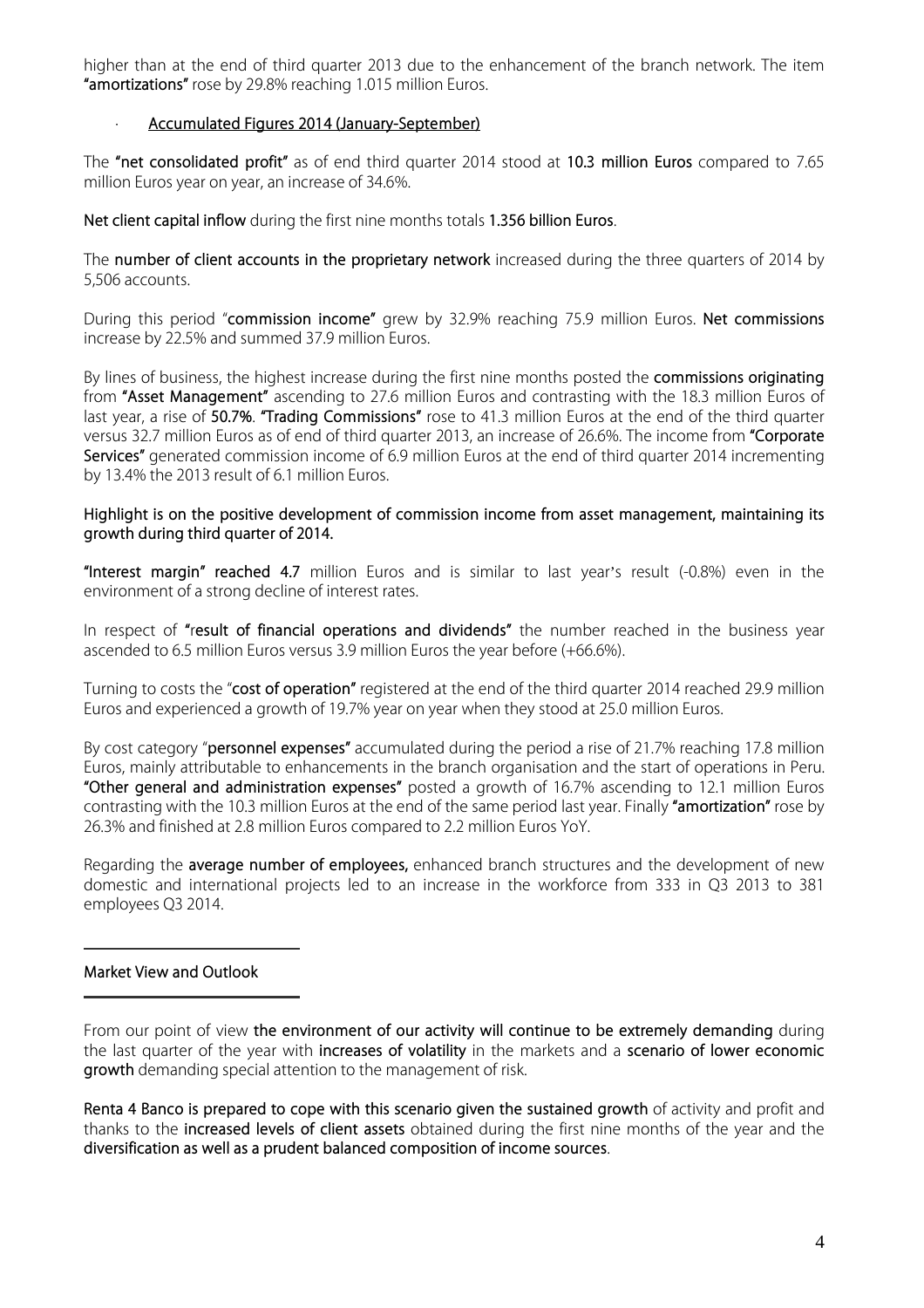higher than at the end of third quarter 2013 due to the enhancement of the branch network. The item **"amortizations"** rose by 29.8% reaching 1.015 million Euros.

- Accumulated Figures 2014 (January-September)

The **"net consolidated profit"** as of end third quarter 2014 stood at **10.3 million Euros** compared to 7.65 million Euros year on year, an increase of 34.6%.

**Net client capital inflow** during the first nine months totals **1.356 billion Euros**.

The **number of client accounts in the proprietary network** increased during the three quarters of 2014 by 5,506 accounts.

During this period "**commission income**" grew by 32.9% reaching 75.9 million Euros. **Net commissions** increase by 22.5% and summed 37.9 million Euros.

By lines of business, the highest increase during the first nine months posted the **commissions originating** from **"Asset Management"** ascending to 27.6 million Euros and contrasting with the 18.3 million Euros of last year, a rise of **50.7%**. **"Trading Commissions"** rose to 41.3 million Euros at the end of the third quarter versus 32.7 million Euros as of end of third quarter 2013, an increase of 26.6%. The income from **"Corporate Services"** generated commission income of 6.9 million Euros at the end of third quarter 2014 incrementing by 13.4% the 2013 result of 6.1 million Euros.

**Highlight is on the positive development of commission income from asset management, maintaining its growth during third quarter of 2014.**

**"Interest margin" reached 4.7** million Euros and is similar to last year's result (-0.8%) even in the environment of a strong decline of interest rates.

In respect of **"result of financial operations and dividends"** the number reached in the business year ascended to 6.5 million Euros versus 3.9 million Euros the year before (+66.6%).

Turning to costs the "**cost of operation**" registered at the end of the third quarter 2014 reached 29.9 million Euros and experienced a growth of 19.7% year on year when they stood at 25.0 million Euros.

By cost category "**personnel expenses**" accumulated during the period a rise of 21.7% reaching 17.8 million Euros, mainly attributable to enhancements in the branch organisation and the start of operations in Peru. **"Other general and administration expenses"** posted a growth of 16.7% ascending to 12.1 million Euros contrasting with the 10.3 million Euros at the end of the same period last year. Finally **"amortization"** rose by 26.3% and finished at 2.8 million Euros compared to 2.2 million Euros YoY.

Regarding the **average number of employees,** enhanced branch structures and the development of new domestic and international projects led to an increase in the workforce from 333 in Q3 2013 to 381 employees Q3 2014.

## Market View and Outlook

From our point of view **the environment of our activity will continue to be extremely demanding** during the last quarter of the year with **increases of volatility** in the markets and a **scenario of lower economic growth** demanding special attention to the management of risk.

**Renta 4 Banco is prepared to cope with this scenario given the sustained growth** of activity and profit and thanks to the **increased levels of client assets** obtained during the first nine months of the year and the **diversification as well as a prudent balanced composition of income sources**.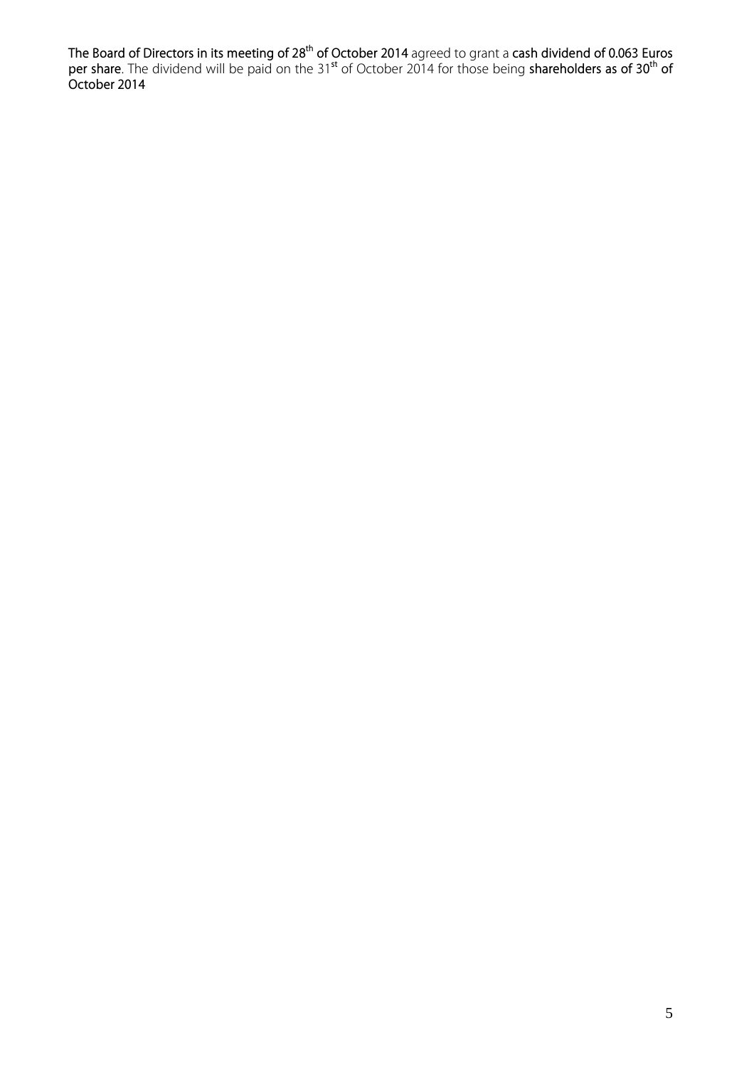**The Board of Directors in its meeting of 28th of October 2014** agreed to grant a **cash dividend of 0.063 Euros per share**. The dividend will be paid on the 31st of October 2014 for those being **shareholders as of 30th of October 2014**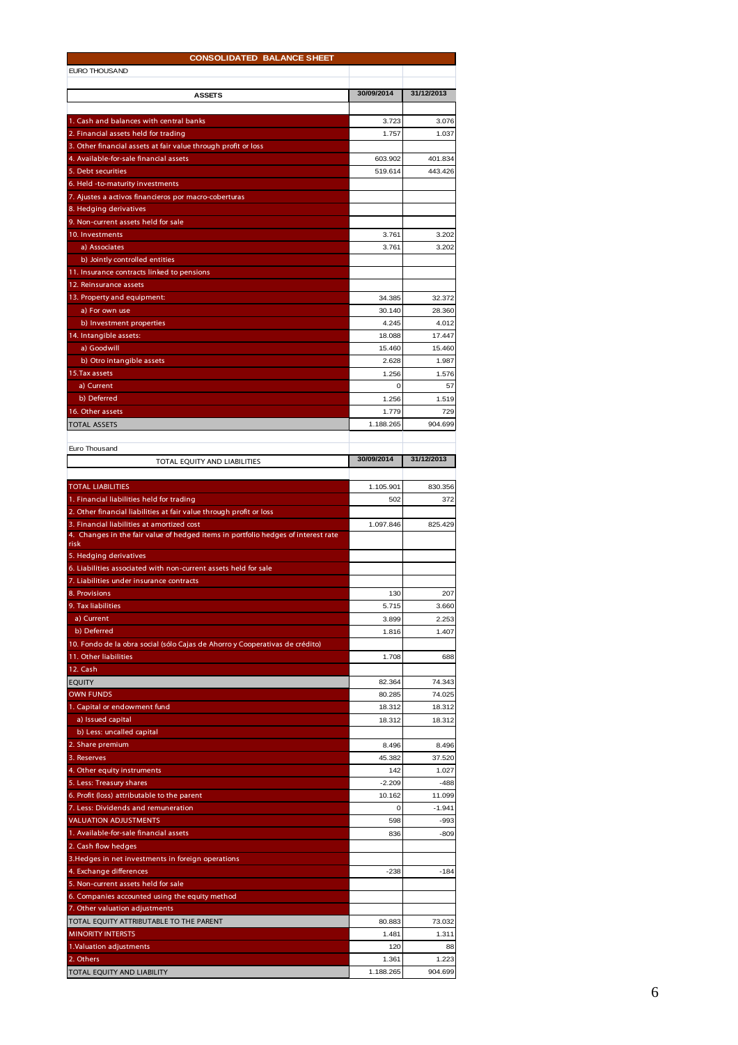# CONSOLIDATED BALANCE SHEET

EURO THOUSAND

| ASSETS | 30/09/2014 | 31/12/2013 |
|---|---|---|
| 1. Cash and balances with central banks | 3.723 | 3.076 |
| 2. Financial assets held for trading | 1.757 | 1.037 |
| 3. Other financial assets at fair value through profit or loss | | |
| 4. Available-for-sale financial assets | 603.902 | 401.834 |
| 5. Debt securities | 519.614 | 443.426 |
| 6. Held -to-maturity investments | | |
| 7. Ajustes a activos financieros por macro-coberturas | | |
| 8. Hedging derivatives | | |
| 9. Non-current assets held for sale | | |
| 10. Investments | 3.761 | 3.202 |
| a) Associates | 3.761 | 3.202 |
| b) Jointly controlled entities | | |
| 11. Insurance contracts linked to pensions | | |
| 12. Reinsurance assets | | |
| 13. Property and equipment: | 34.385 | 32.372 |
| a) For own use | 30.140 | 28.360 |
| b) Investment properties | 4.245 | 4.012 |
| 14. Intangible assets: | 18.088 | 17.447 |
| a) Goodwill | 15.460 | 15.460 |
| b) Otro intangible assets | 2.628 | 1.987 |
| 15.Tax assets | 1.256 | 1.576 |
| a) Current | 0 | 57 |
| b) Deferred | 1.256 | 1.519 |
| 16. Other assets | 1.779 | 729 |
| TOTAL ASSETS | 1.188.265 | 904.699 |

Euro Thousand

| TOTAL EQUITY AND LIABILITIES | 30/09/2014 | 31/12/2013 |
|---|---|---|
| TOTAL LIABILITIES | 1.105.901 | 830.356 |
| 1. Financial liabilities held for trading | 502 | 372 |
| 2. Other financial liabilities at fair value through profit or loss | | |
| 3. Financial liabilities at amortized cost | 1.097.846 | 825.429 |
| 4. Changes in the fair value of hedged items in portfolio hedges of interest rate risk | | |
| 5. Hedging derivatives | | |
| 6. Liabilities associated with non-current assets held for sale | | |
| 7. Liabilities under insurance contracts | | |
| 8. Provisions | 130 | 207 |
| 9. Tax liabilities | 5.715 | 3.660 |
| a) Current | 3.899 | 2.253 |
| b) Deferred | 1.816 | 1.407 |
| 10. Fondo de la obra social (sólo Cajas de Ahorro y Cooperativas de crédito) | | |
| 11. Other liabilities | 1.708 | 688 |
| 12. Cash | | |
| EQUITY | 82.364 | 74.343 |
| OWN FUNDS | 80.285 | 74.025 |
| 1. Capital or endowment fund | 18.312 | 18.312 |
| a) Issued capital | 18.312 | 18.312 |
| b) Less: uncalled capital | | |
| 2. Share premium | 8.496 | 8.496 |
| 3. Reserves | 45.382 | 37.520 |
| 4. Other equity instruments | 142 | 1.027 |
| 5. Less: Treasury shares | -2.209 | -488 |
| 6. Profit (loss) attributable to the parent | 10.162 | 11.099 |
| 7. Less: Dividends and remuneration | 0 | -1.941 |
| VALUATION ADJUSTMENTS | 598 | -993 |
| 1. Available-for-sale financial assets | 836 | -809 |
| 2. Cash flow hedges | | |
| 3.Hedges in net investments in foreign operations | | |
| 4. Exchange differences | -238 | -184 |
| 5. Non-current assets held for sale | | |
| 6. Companies accounted using the equity method | | |
| 7. Other valuation adjustments | | |
| TOTAL EQUITY ATTRIBUTABLE TO THE PARENT | 80.883 | 73.032 |
| MINORITY INTERSTS | 1.481 | 1.311 |
| 1.Valuation adjustments | 120 | 88 |
| 2. Others | 1.361 | 1.223 |
| TOTAL EQUITY AND LIABILITY | 1.188.265 | 904.699 |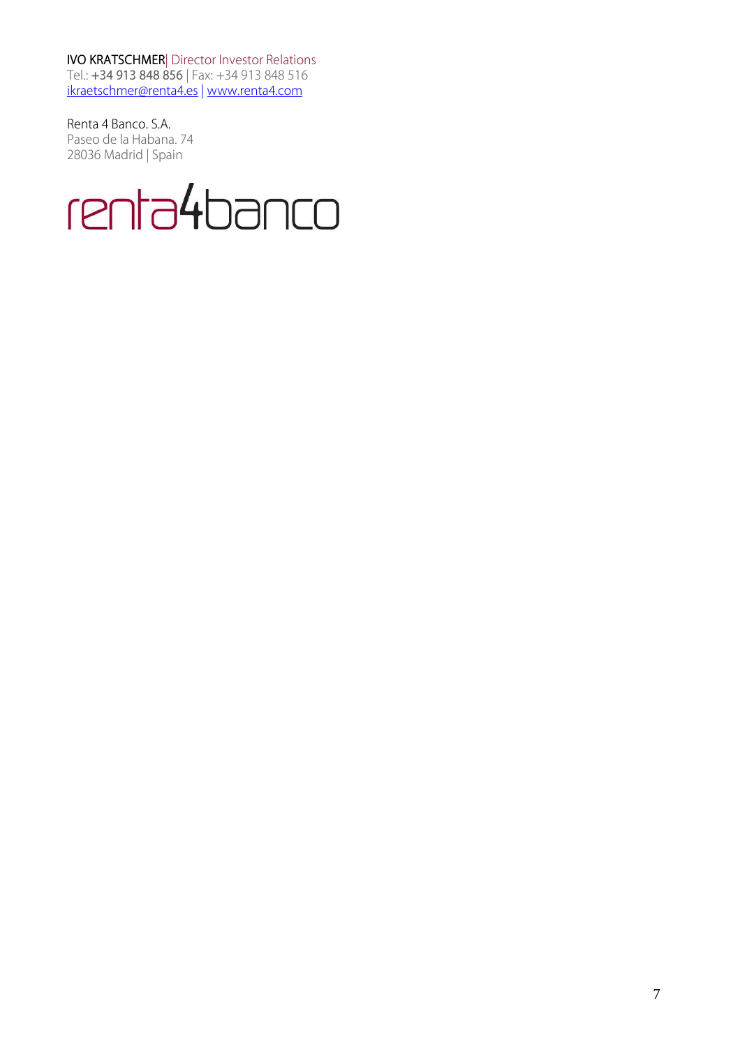**IVO KRATSCHMER**| Director Investor Relations
Tel.: **+34 913 848 856** | Fax: +34 913 848 516
ikraetschmer@renta4.es | www.renta4.com

Renta 4 Banco. S.A.
Paseo de la Habana. 74
28036 Madrid | Spain

renta4banco